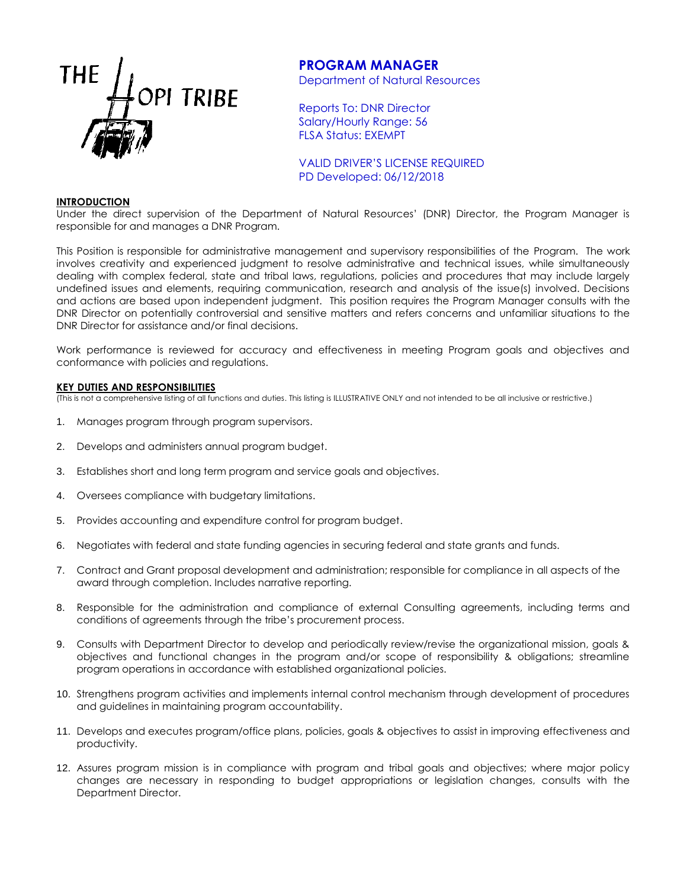THE HOPI TRIBE

# PROGRAM MANAGER

Department of Natural Resources

Reports To: DNR Director
Salary/Hourly Range: 56
FLSA Status: EXEMPT

VALID DRIVER'S LICENSE REQUIRED
PD Developed: 06/12/2018

## INTRODUCTION

Under the direct supervision of the Department of Natural Resources' (DNR) Director, the Program Manager is responsible for and manages a DNR Program.

This Position is responsible for administrative management and supervisory responsibilities of the Program. The work involves creativity and experienced judgment to resolve administrative and technical issues, while simultaneously dealing with complex federal, state and tribal laws, regulations, policies and procedures that may include largely undefined issues and elements, requiring communication, research and analysis of the issue(s) involved. Decisions and actions are based upon independent judgment. This position requires the Program Manager consults with the DNR Director on potentially controversial and sensitive matters and refers concerns and unfamiliar situations to the DNR Director for assistance and/or final decisions.

Work performance is reviewed for accuracy and effectiveness in meeting Program goals and objectives and conformance with policies and regulations.

## KEY DUTIES AND RESPONSIBILITIES

(This is not a comprehensive listing of all functions and duties. This listing is ILLUSTRATIVE ONLY and not intended to be all inclusive or restrictive.)

1. Manages program through program supervisors.
2. Develops and administers annual program budget.
3. Establishes short and long term program and service goals and objectives.
4. Oversees compliance with budgetary limitations.
5. Provides accounting and expenditure control for program budget.
6. Negotiates with federal and state funding agencies in securing federal and state grants and funds.
7. Contract and Grant proposal development and administration; responsible for compliance in all aspects of the award through completion. Includes narrative reporting.
8. Responsible for the administration and compliance of external Consulting agreements, including terms and conditions of agreements through the tribe's procurement process.
9. Consults with Department Director to develop and periodically review/revise the organizational mission, goals & objectives and functional changes in the program and/or scope of responsibility & obligations; streamline program operations in accordance with established organizational policies.
10. Strengthens program activities and implements internal control mechanism through development of procedures and guidelines in maintaining program accountability.
11. Develops and executes program/office plans, policies, goals & objectives to assist in improving effectiveness and productivity.
12. Assures program mission is in compliance with program and tribal goals and objectives; where major policy changes are necessary in responding to budget appropriations or legislation changes, consults with the Department Director.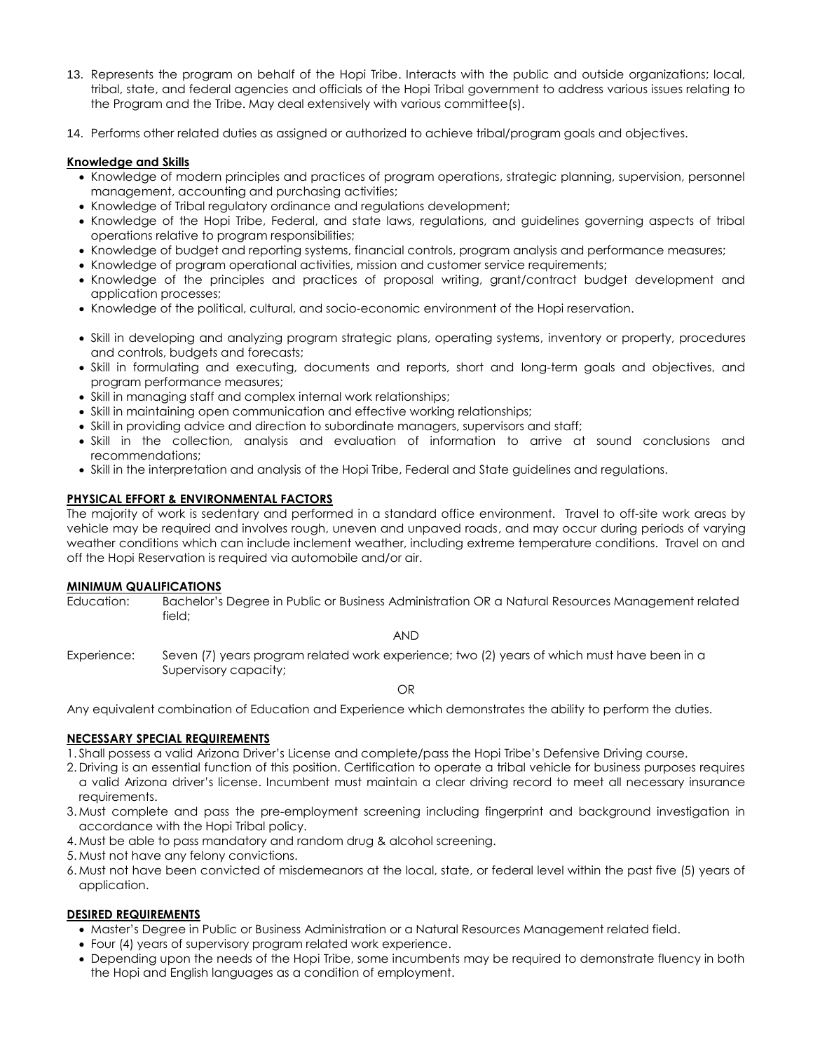13. Represents the program on behalf of the Hopi Tribe. Interacts with the public and outside organizations; local, tribal, state, and federal agencies and officials of the Hopi Tribal government to address various issues relating to the Program and the Tribe. May deal extensively with various committee(s).

14. Performs other related duties as assigned or authorized to achieve tribal/program goals and objectives.

## Knowledge and Skills

- Knowledge of modern principles and practices of program operations, strategic planning, supervision, personnel management, accounting and purchasing activities;
- Knowledge of Tribal regulatory ordinance and regulations development;
- Knowledge of the Hopi Tribe, Federal, and state laws, regulations, and guidelines governing aspects of tribal operations relative to program responsibilities;
- Knowledge of budget and reporting systems, financial controls, program analysis and performance measures;
- Knowledge of program operational activities, mission and customer service requirements;
- Knowledge of the principles and practices of proposal writing, grant/contract budget development and application processes;
- Knowledge of the political, cultural, and socio-economic environment of the Hopi reservation.

- Skill in developing and analyzing program strategic plans, operating systems, inventory or property, procedures and controls, budgets and forecasts;
- Skill in formulating and executing, documents and reports, short and long-term goals and objectives, and program performance measures;
- Skill in managing staff and complex internal work relationships;
- Skill in maintaining open communication and effective working relationships;
- Skill in providing advice and direction to subordinate managers, supervisors and staff;
- Skill in the collection, analysis and evaluation of information to arrive at sound conclusions and recommendations;
- Skill in the interpretation and analysis of the Hopi Tribe, Federal and State guidelines and regulations.

## PHYSICAL EFFORT & ENVIRONMENTAL FACTORS

The majority of work is sedentary and performed in a standard office environment. Travel to off-site work areas by vehicle may be required and involves rough, uneven and unpaved roads, and may occur during periods of varying weather conditions which can include inclement weather, including extreme temperature conditions. Travel on and off the Hopi Reservation is required via automobile and/or air.

## MINIMUM QUALIFICATIONS

Education: Bachelor's Degree in Public or Business Administration OR a Natural Resources Management related field;

AND

Experience: Seven (7) years program related work experience; two (2) years of which must have been in a Supervisory capacity;

OR

Any equivalent combination of Education and Experience which demonstrates the ability to perform the duties.

## NECESSARY SPECIAL REQUIREMENTS

1. Shall possess a valid Arizona Driver's License and complete/pass the Hopi Tribe's Defensive Driving course.
2. Driving is an essential function of this position. Certification to operate a tribal vehicle for business purposes requires a valid Arizona driver's license. Incumbent must maintain a clear driving record to meet all necessary insurance requirements.
3. Must complete and pass the pre-employment screening including fingerprint and background investigation in accordance with the Hopi Tribal policy.
4. Must be able to pass mandatory and random drug & alcohol screening.
5. Must not have any felony convictions.
6. Must not have been convicted of misdemeanors at the local, state, or federal level within the past five (5) years of application.

## DESIRED REQUIREMENTS

- Master's Degree in Public or Business Administration or a Natural Resources Management related field.
- Four (4) years of supervisory program related work experience.
- Depending upon the needs of the Hopi Tribe, some incumbents may be required to demonstrate fluency in both the Hopi and English languages as a condition of employment.